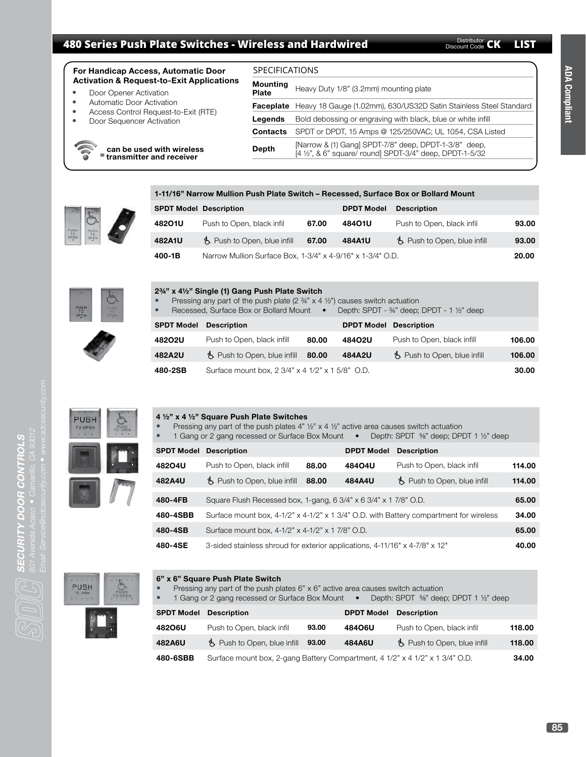## 480 Series Push Plate Switches - Wireless and Hardwired

Distributor Discount Code **CK** **LIST**

**For Handicap Access, Automatic Door Activation & Request-to-Exit Applications**

- Door Opener Activation
- Automatic Door Activation
- Access Control Request-to-Exit (RTE)
- Door Sequencer Activation

= **can be used with wireless transmitter and receiver**

SPECIFICATIONS

| | |
|---|---|
| **Mounting Plate** | Heavy Duty 1/8” (3.2mm) mounting plate |
| **Faceplate** | Heavy 18 Gauge (1.02mm), 630/US32D Satin Stainless Steel Standard |
| **Legends** | Bold debossing or engraving with black, blue or white infill |
| **Contacts** | SPDT or DPDT, 15 Amps @ 125/250VAC; UL 1054, CSA Listed |
| **Depth** | [Narrow & (1) Gang] SPDT-7/8” deep, DPDT-1-3/8” deep, [4 ½”, & 6” square/ round] SPDT-3/4” deep, DPDT-1-5/32 |

### 1-11/16” Narrow Mullion Push Plate Switch – Recessed, Surface Box or Bollard Mount

| SPDT Model | Description | | DPDT Model | Description | |
|---|---|---|---|---|---|
| 482O1U | Push to Open, black infil | 67.00 | 484O1U | Push to Open, black infil | 93.00 |
| 482A1U | ♿ Push to Open, blue infill | 67.00 | 484A1U | ♿ Push to Open, blue infill | 93.00 |
| 400-1B | Narrow Mullion Surface Box, 1-3/4" x 4-9/16" x 1-3/4" O.D. | | | | 20.00 |

### 2¾” x 4½” Single (1) Gang Push Plate Switch

- Pressing any part of the push plate (2 ¾” x 4 ½”) causes switch actuation
- Recessed, Surface Box or Bollard Mount • Depth: SPDT - ¾” deep; DPDT - 1 ½” deep

| SPDT Model | Description | | DPDT Model | Description | |
|---|---|---|---|---|---|
| 482O2U | Push to Open, black infill | 80.00 | 484O2U | Push to Open, black infill | 106.00 |
| 482A2U | ♿ Push to Open, blue infill | 80.00 | 484A2U | ♿ Push to Open, blue infill | 106.00 |
| 480-2SB | Surface mount box, 2 3/4” x 4 1/2” x 1 5/8” O.D. | | | | 30.00 |

### 4 ½” x 4 ½” Square Push Plate Switches

- Pressing any part of the push plates 4” ½” x 4 ½” active area causes switch actuation
- 1 Gang or 2 gang recessed or Surface Box Mount • Depth: SPDT ⅝” deep; DPDT 1 ½” deep

| SPDT Model | Description | | DPDT Model | Description | |
|---|---|---|---|---|---|
| 482O4U | Push to Open, black infill | 88.00 | 484O4U | Push to Open, black infil | 114.00 |
| 482A4U | ♿ Push to Open, blue infill | 88.00 | 484A4U | ♿ Push to Open, blue infill | 114.00 |
| 480-4FB | Square Flush Recessed box, 1-gang, 6 3/4” x 6 3/4” x 1 7/8” O.D. | | | | 65.00 |
| 480-4SBB | Surface mount box, 4-1/2” x 4-1/2” x 1 3/4” O.D. with Battery compartment for wireless | | | | 34.00 |
| 480-4SB | Surface mount box, 4-1/2” x 4-1/2” x 1 7/8” O.D. | | | | 65.00 |
| 480-4SE | 3-sided stainless shroud for exterior applications, 4-11/16" x 4-7/8" x 12" | | | | 40.00 |

### 6” x 6” Square Push Plate Switch

- Pressing any part of the push plates 6” x 6” active area causes switch actuation
- 1 Gang or 2 gang recessed or Surface Box Mount • Depth: SPDT ⅝” deep; DPDT 1 ½” deep

| SPDT Model | Description | | DPDT Model | Description | |
|---|---|---|---|---|---|
| 482O6U | Push to Open, black infil | 93.00 | 484O6U | Push to Open, black infil | 118.00 |
| 482A6U | ♿ Push to Open, blue infill | 93.00 | 484A6U | ♿ Push to Open, blue infill | 118.00 |
| 480-6SBB | Surface mount box, 2-gang Battery Compartment, 4 1/2” x 4 1/2” x 1 3/4” O.D. | | | | 34.00 |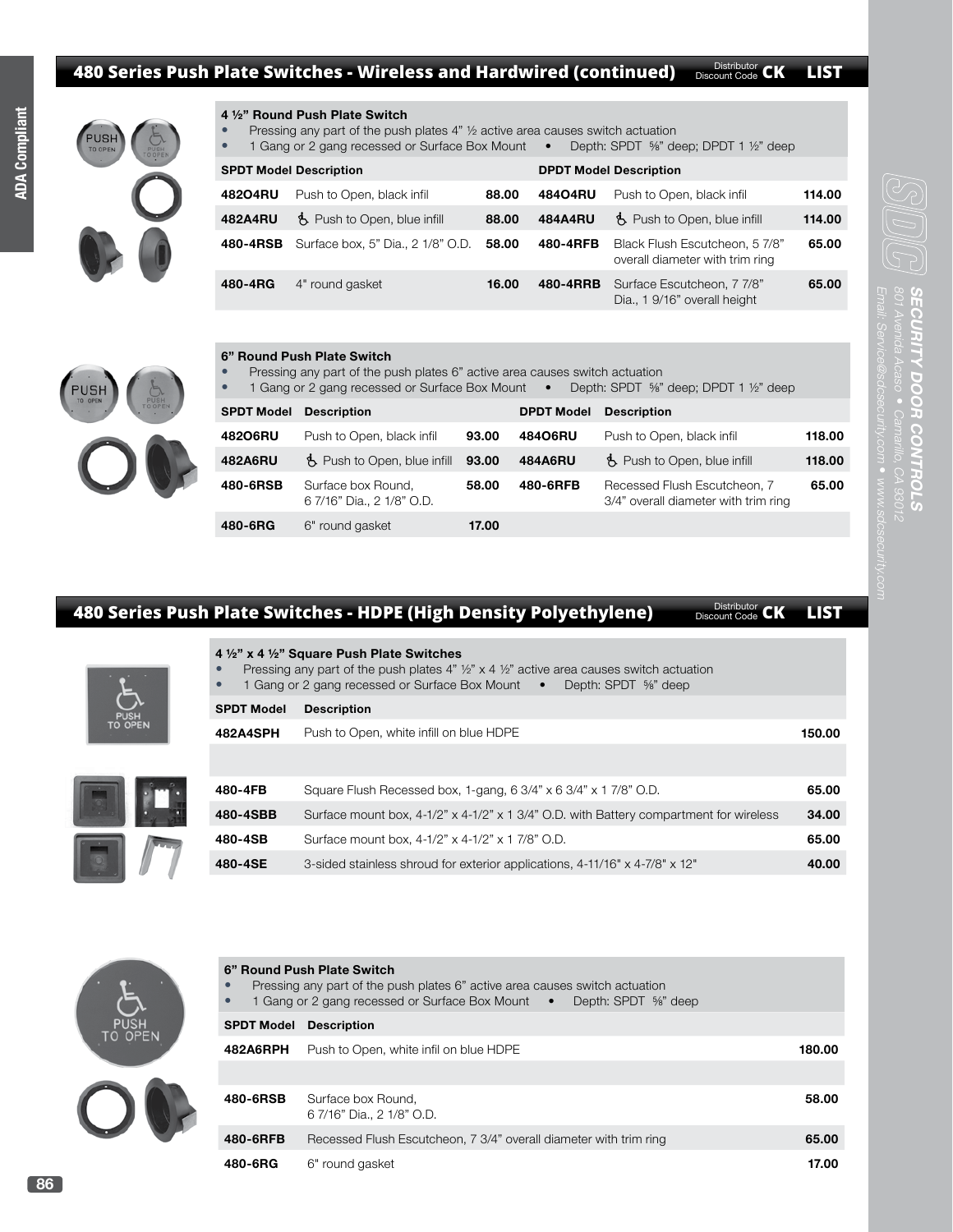## 480 Series Push Plate Switches - Wireless and Hardwired (continued)

Distributor Discount Code **CK** **LIST**

### 4 ½" Round Push Plate Switch

- Pressing any part of the push plates 4" ½ active area causes switch actuation
- 1 Gang or 2 gang recessed or Surface Box Mount • Depth: SPDT ⅝" deep; DPDT 1 ½" deep

| SPDT Model | Description | | DPDT Model | Description | |
|---|---|---|---|---|---|
| 482O4RU | Push to Open, black infil | 88.00 | 484O4RU | Push to Open, black infil | 114.00 |
| 482A4RU | ♿ Push to Open, blue infill | 88.00 | 484A4RU | ♿ Push to Open, blue infill | 114.00 |
| 480-4RSB | Surface box, 5" Dia., 2 1/8" O.D. | 58.00 | 480-4RFB | Black Flush Escutcheon, 5 7/8" overall diameter with trim ring | 65.00 |
| 480-4RG | 4" round gasket | 16.00 | 480-4RRB | Surface Escutcheon, 7 7/8" Dia., 1 9/16" overall height | 65.00 |

### 6" Round Push Plate Switch

- Pressing any part of the push plates 6" active area causes switch actuation
- 1 Gang or 2 gang recessed or Surface Box Mount • Depth: SPDT ⅝" deep; DPDT 1 ½" deep

| SPDT Model | Description | | DPDT Model | Description | |
|---|---|---|---|---|---|
| 482O6RU | Push to Open, black infil | 93.00 | 484O6RU | Push to Open, black infil | 118.00 |
| 482A6RU | ♿ Push to Open, blue infill | 93.00 | 484A6RU | ♿ Push to Open, blue infill | 118.00 |
| 480-6RSB | Surface box Round, 6 7/16" Dia., 2 1/8" O.D. | 58.00 | 480-6RFB | Recessed Flush Escutcheon, 7 3/4" overall diameter with trim ring | 65.00 |
| 480-6RG | 6" round gasket | 17.00 | | | |

## 480 Series Push Plate Switches - HDPE (High Density Polyethylene)

Distributor Discount Code **CK** **LIST**

### 4 ½" x 4 ½" Square Push Plate Switches

- Pressing any part of the push plates 4" ½" x 4 ½" active area causes switch actuation
- 1 Gang or 2 gang recessed or Surface Box Mount • Depth: SPDT ⅝" deep

| SPDT Model | Description | |
|---|---|---|
| 482A4SPH | Push to Open, white infill on blue HDPE | 150.00 |
| | | |
| 480-4FB | Square Flush Recessed box, 1-gang, 6 3/4" x 6 3/4" x 1 7/8" O.D. | 65.00 |
| 480-4SBB | Surface mount box, 4-1/2" x 4-1/2" x 1 3/4" O.D. with Battery compartment for wireless | 34.00 |
| 480-4SB | Surface mount box, 4-1/2" x 4-1/2" x 1 7/8" O.D. | 65.00 |
| 480-4SE | 3-sided stainless shroud for exterior applications, 4-11/16" x 4-7/8" x 12" | 40.00 |

### 6" Round Push Plate Switch

- Pressing any part of the push plates 6" active area causes switch actuation
- 1 Gang or 2 gang recessed or Surface Box Mount • Depth: SPDT ⅝" deep

| SPDT Model | Description | |
|---|---|---|
| 482A6RPH | Push to Open, white infil on blue HDPE | 180.00 |
| | | |
| 480-6RSB | Surface box Round, 6 7/16" Dia., 2 1/8" O.D. | 58.00 |
| 480-6RFB | Recessed Flush Escutcheon, 7 3/4" overall diameter with trim ring | 65.00 |
| 480-6RG | 6" round gasket | 17.00 |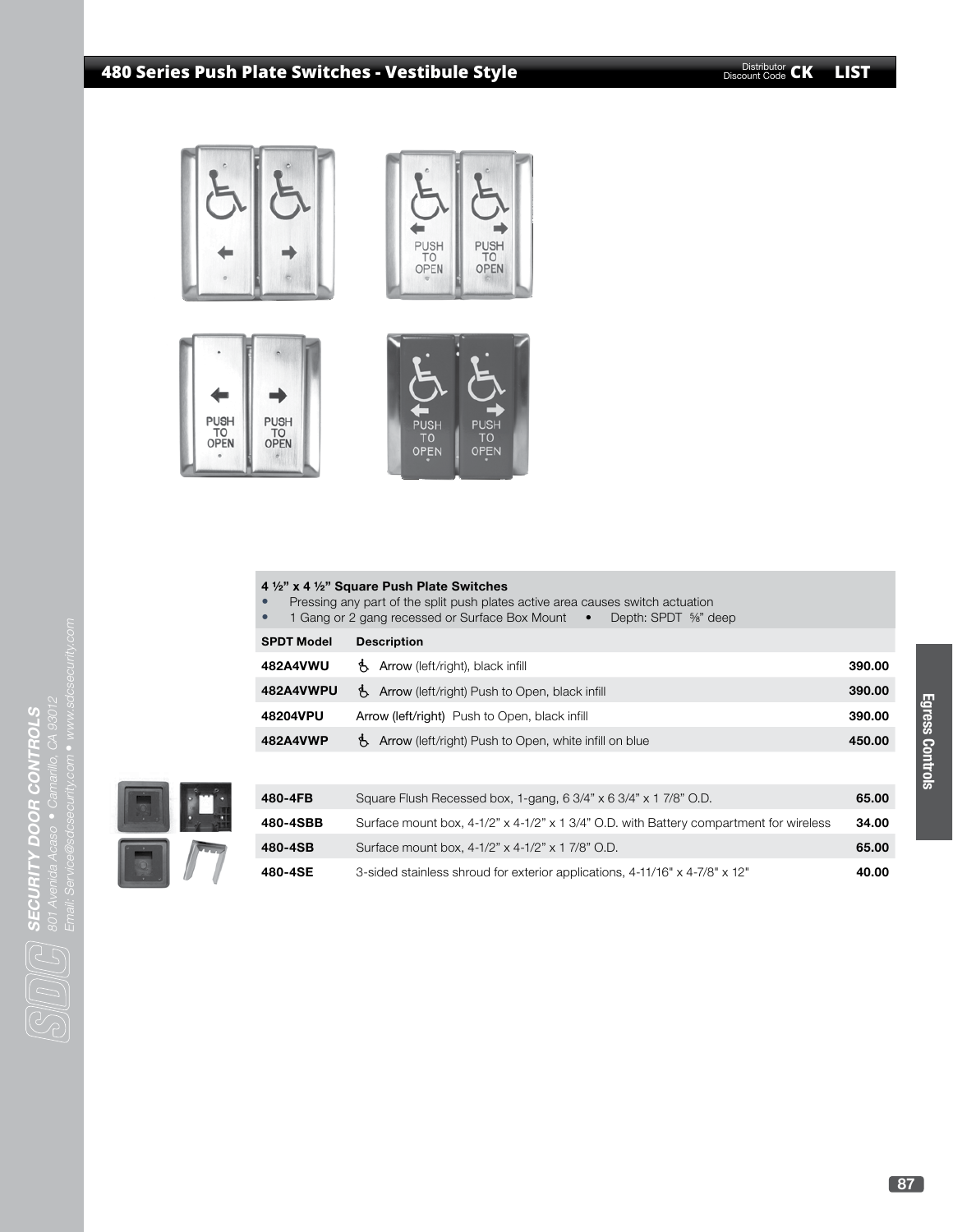## 480 Series Push Plate Switches - Vestibule Style

Distributor Discount Code **CK** **LIST**

**4 ½" x 4 ½" Square Push Plate Switches**

- Pressing any part of the split push plates active area causes switch actuation
- 1 Gang or 2 gang recessed or Surface Box Mount • Depth: SPDT ⅝" deep

| SPDT Model | Description | |
|---|---|---|
| **482A4VWU** | ♿ Arrow (left/right), black infill | **390.00** |
| **482A4VWPU** | ♿ Arrow (left/right) Push to Open, black infill | **390.00** |
| **48204VPU** | Arrow (left/right) Push to Open, black infill | **390.00** |
| **482A4VWP** | ♿ Arrow (left/right) Push to Open, white infill on blue | **450.00** |

| | | |
|---|---|---|
| **480-4FB** | Square Flush Recessed box, 1-gang, 6 3/4" x 6 3/4" x 1 7/8" O.D. | **65.00** |
| **480-4SBB** | Surface mount box, 4-1/2" x 4-1/2" x 1 3/4" O.D. with Battery compartment for wireless | **34.00** |
| **480-4SB** | Surface mount box, 4-1/2" x 4-1/2" x 1 7/8" O.D. | **65.00** |
| **480-4SE** | 3-sided stainless shroud for exterior applications, 4-11/16" x 4-7/8" x 12" | **40.00** |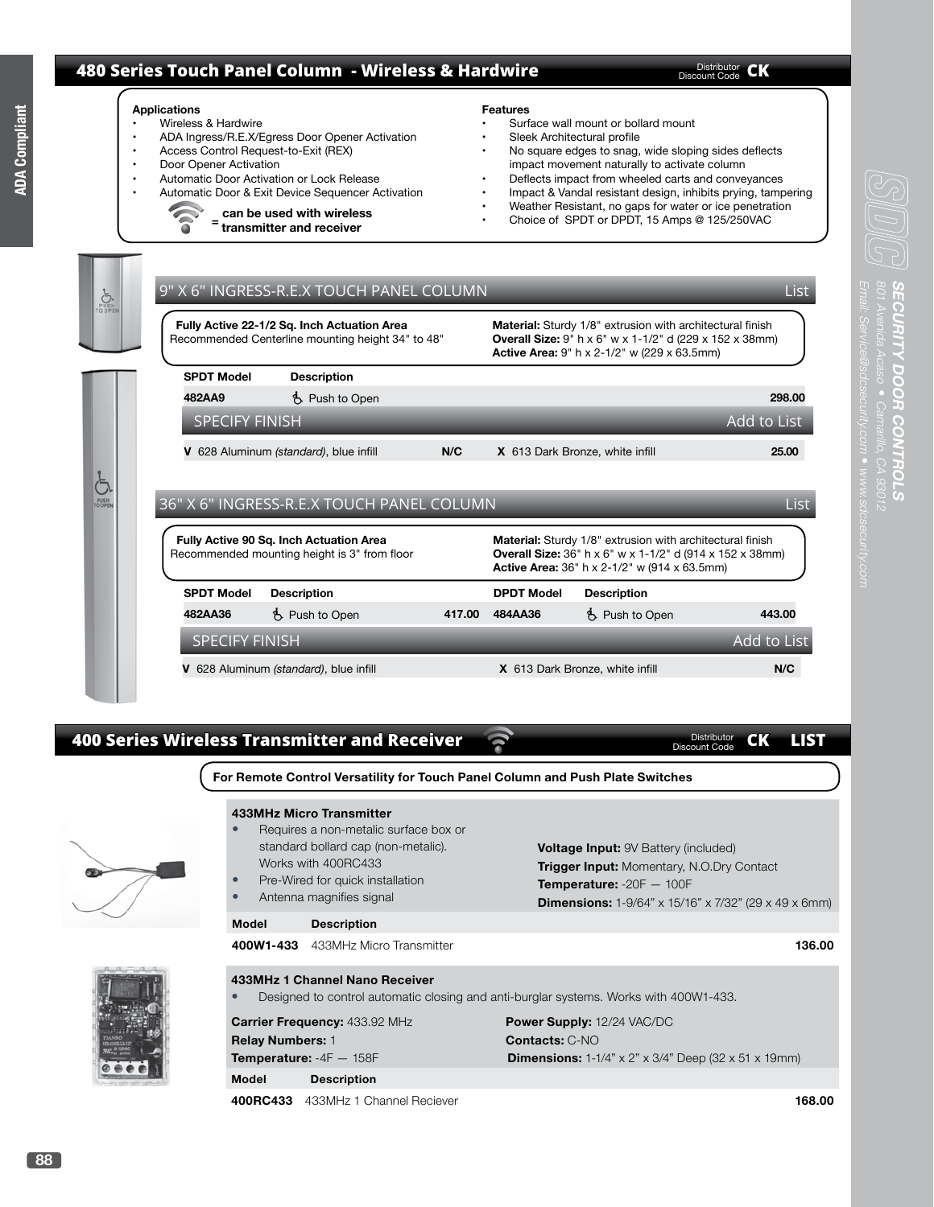## 480 Series Touch Panel Column - Wireless & Hardwire

Distributor Discount Code **CK**

**Applications**
- Wireless & Hardwire
- ADA Ingress/R.E.X/Egress Door Opener Activation
- Access Control Request-to-Exit (REX)
- Door Opener Activation
- Automatic Door Activation or Lock Release
- Automatic Door & Exit Device Sequencer Activation

= **can be used with wireless transmitter and receiver**

**Features**
- Surface wall mount or bollard mount
- Sleek Architectural profile
- No square edges to snag, wide sloping sides deflects impact movement naturally to activate column
- Deflects impact from wheeled carts and conveyances
- Impact & Vandal resistant design, inhibits prying, tampering
- Weather Resistant, no gaps for water or ice penetration
- Choice of SPDT or DPDT, 15 Amps @ 125/250VAC

### 9" X 6" INGRESS-R.E.X TOUCH PANEL COLUMN — List

**Fully Active 22-1/2 Sq. Inch Actuation Area**
Recommended Centerline mounting height 34" to 48"

**Material:** Sturdy 1/8" extrusion with architectural finish
**Overall Size:** 9" h x 6" w x 1-1/2" d (229 x 152 x 38mm)
**Active Area:** 9" h x 2-1/2" w (229 x 63.5mm)

| SPDT Model | Description | List |
|---|---|---|
| **482AA9** | Push to Open | **298.00** |

**SPECIFY FINISH** — Add to List

| Finish | Add to List | Finish | Add to List |
|---|---|---|---|
| **V** 628 Aluminum *(standard)*, blue infill | **N/C** | **X** 613 Dark Bronze, white infill | **25.00** |

### 36" X 6" INGRESS-R.E.X TOUCH PANEL COLUMN — List

**Fully Active 90 Sq. Inch Actuation Area**
Recommended mounting height is 3" from floor

**Material:** Sturdy 1/8" extrusion with architectural finish
**Overall Size:** 36" h x 6" w x 1-1/2" d (914 x 152 x 38mm)
**Active Area:** 36" h x 2-1/2" w (914 x 63.5mm)

| SPDT Model | Description | List | DPDT Model | Description | List |
|---|---|---|---|---|---|
| **482AA36** | Push to Open | **417.00** | **484AA36** | Push to Open | **443.00** |

**SPECIFY FINISH** — Add to List

| Finish | Finish | Add to List |
|---|---|---|
| **V** 628 Aluminum *(standard)*, blue infill | **X** 613 Dark Bronze, white infill | **N/C** |

## 400 Series Wireless Transmitter and Receiver

Distributor Discount Code **CK LIST**

**For Remote Control Versatility for Touch Panel Column and Push Plate Switches**

**433MHz Micro Transmitter**
- Requires a non-metalic surface box or standard bollard cap (non-metalic). Works with 400RC433
- Pre-Wired for quick installation
- Antenna magnifies signal

**Voltage Input:** 9V Battery (included)
**Trigger Input:** Momentary, N.O.Dry Contact
**Temperature:** -20F — 100F
**Dimensions:** 1-9/64" x 15/16" x 7/32" (29 x 49 x 6mm)

| Model | Description | List |
|---|---|---|
| **400W1-433** | 433MHz Micro Transmitter | **136.00** |

**433MHz 1 Channel Nano Receiver**
- Designed to control automatic closing and anti-burglar systems. Works with 400W1-433.

**Carrier Frequency:** 433.92 MHz
**Relay Numbers:** 1
**Temperature:** -4F — 158F
**Power Supply:** 12/24 VAC/DC
**Contacts:** C-NO
**Dimensions:** 1-1/4" x 2" x 3/4" Deep (32 x 51 x 19mm)

| Model | Description | List |
|---|---|---|
| **400RC433** | 433MHz 1 Channel Reciever | **168.00** |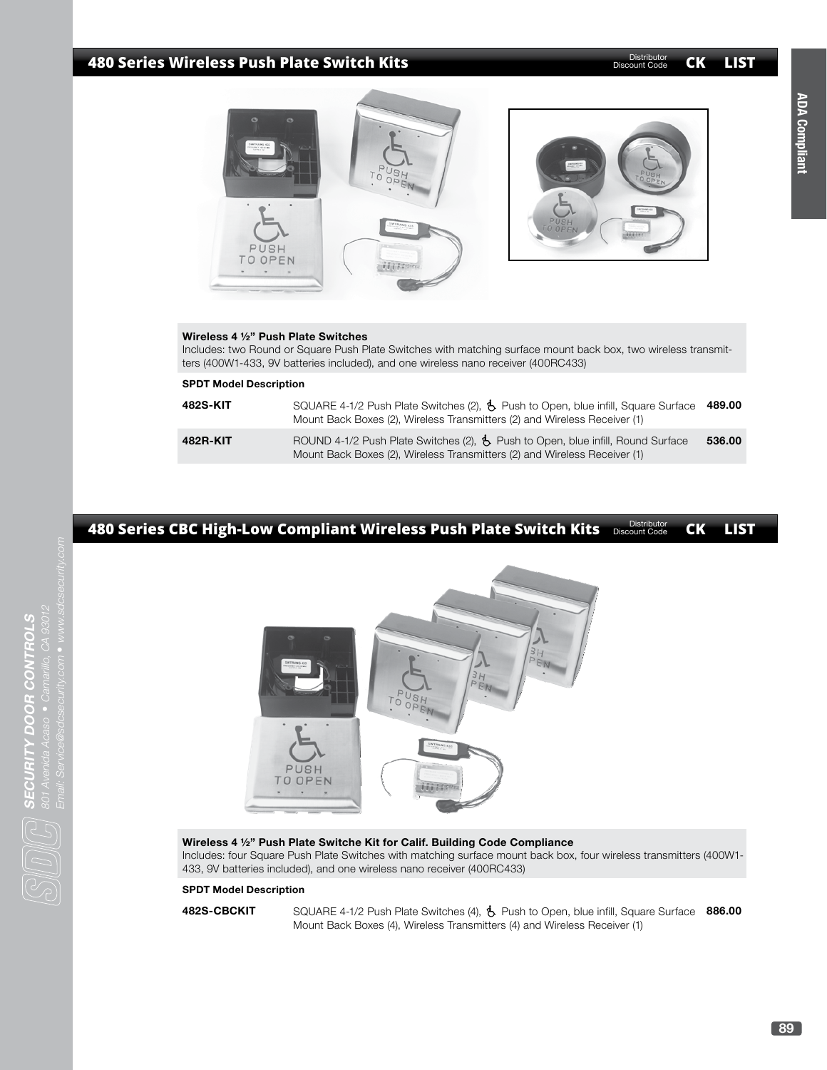## 480 Series Wireless Push Plate Switch Kits

Distributor Discount Code **CK** **LIST**

**Wireless 4 ½" Push Plate Switches**
Includes: two Round or Square Push Plate Switches with matching surface mount back box, two wireless transmitters (400W1-433, 9V batteries included), and one wireless nano receiver (400RC433)

| SPDT Model | Description | |
|---|---|---|
| **482S-KIT** | SQUARE 4-1/2 Push Plate Switches (2), ♿ Push to Open, blue infill, Square Surface Mount Back Boxes (2), Wireless Transmitters (2) and Wireless Receiver (1) | **489.00** |
| **482R-KIT** | ROUND 4-1/2 Push Plate Switches (2), ♿ Push to Open, blue infill, Round Surface Mount Back Boxes (2), Wireless Transmitters (2) and Wireless Receiver (1) | **536.00** |

## 480 Series CBC High-Low Compliant Wireless Push Plate Switch Kits

Distributor Discount Code **CK** **LIST**

**Wireless 4 ½" Push Plate Switche Kit for Calif. Building Code Compliance**
Includes: four Square Push Plate Switches with matching surface mount back box, four wireless transmitters (400W1-433, 9V batteries included), and one wireless nano receiver (400RC433)

| SPDT Model | Description | |
|---|---|---|
| **482S-CBCKIT** | SQUARE 4-1/2 Push Plate Switches (4), ♿ Push to Open, blue infill, Square Surface Mount Back Boxes (4), Wireless Transmitters (4) and Wireless Receiver (1) | **886.00** |